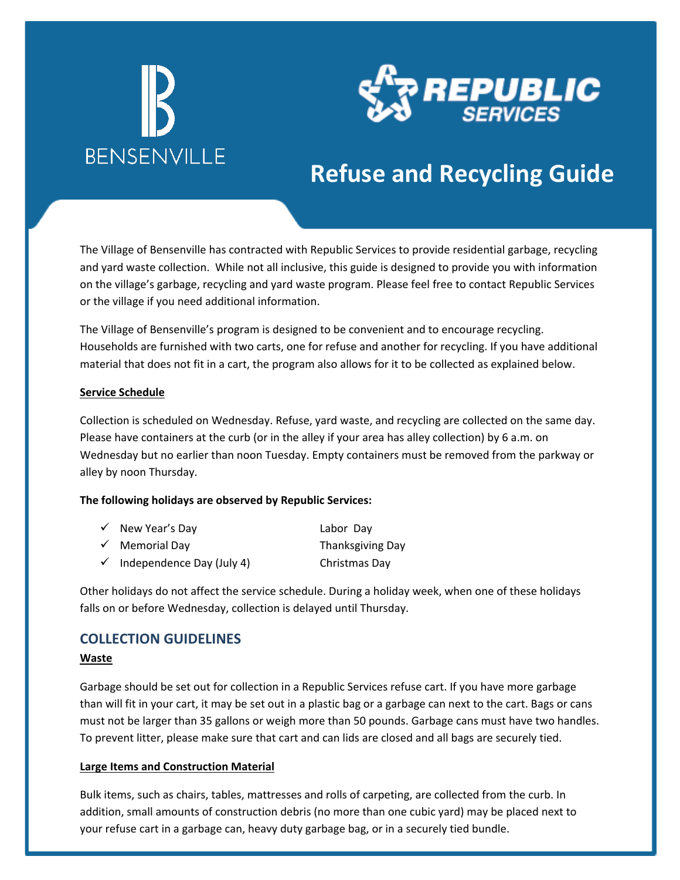BENSENVILLE

REPUBLIC SERVICES

# Refuse and Recycling Guide

The Village of Bensenville has contracted with Republic Services to provide residential garbage, recycling and yard waste collection. While not all inclusive, this guide is designed to provide you with information on the village's garbage, recycling and yard waste program. Please feel free to contact Republic Services or the village if you need additional information.

The Village of Bensenville's program is designed to be convenient and to encourage recycling. Households are furnished with two carts, one for refuse and another for recycling. If you have additional material that does not fit in a cart, the program also allows for it to be collected as explained below.

**Service Schedule**

Collection is scheduled on Wednesday. Refuse, yard waste, and recycling are collected on the same day. Please have containers at the curb (or in the alley if your area has alley collection) by 6 a.m. on Wednesday but no earlier than noon Tuesday. Empty containers must be removed from the parkway or alley by noon Thursday.

**The following holidays are observed by Republic Services:**

- ✓ New Year's Day
- ✓ Memorial Day
- ✓ Independence Day (July 4)
- Labor Day
- Thanksgiving Day
- Christmas Day

Other holidays do not affect the service schedule. During a holiday week, when one of these holidays falls on or before Wednesday, collection is delayed until Thursday.

## COLLECTION GUIDELINES

**Waste**

Garbage should be set out for collection in a Republic Services refuse cart. If you have more garbage than will fit in your cart, it may be set out in a plastic bag or a garbage can next to the cart. Bags or cans must not be larger than 35 gallons or weigh more than 50 pounds. Garbage cans must have two handles. To prevent litter, please make sure that cart and can lids are closed and all bags are securely tied.

**Large Items and Construction Material**

Bulk items, such as chairs, tables, mattresses and rolls of carpeting, are collected from the curb. In addition, small amounts of construction debris (no more than one cubic yard) may be placed next to your refuse cart in a garbage can, heavy duty garbage bag, or in a securely tied bundle.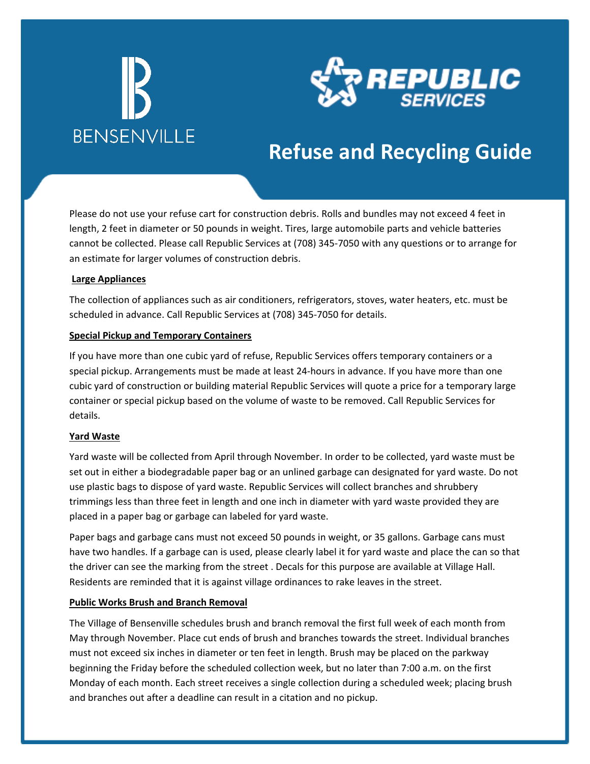# Refuse and Recycling Guide

Please do not use your refuse cart for construction debris. Rolls and bundles may not exceed 4 feet in length, 2 feet in diameter or 50 pounds in weight. Tires, large automobile parts and vehicle batteries cannot be collected. Please call Republic Services at (708) 345-7050 with any questions or to arrange for an estimate for larger volumes of construction debris.

**Large Appliances**

The collection of appliances such as air conditioners, refrigerators, stoves, water heaters, etc. must be scheduled in advance. Call Republic Services at (708) 345-7050 for details.

**Special Pickup and Temporary Containers**

If you have more than one cubic yard of refuse, Republic Services offers temporary containers or a special pickup. Arrangements must be made at least 24-hours in advance. If you have more than one cubic yard of construction or building material Republic Services will quote a price for a temporary large container or special pickup based on the volume of waste to be removed. Call Republic Services for details.

**Yard Waste**

Yard waste will be collected from April through November. In order to be collected, yard waste must be set out in either a biodegradable paper bag or an unlined garbage can designated for yard waste. Do not use plastic bags to dispose of yard waste. Republic Services will collect branches and shrubbery trimmings less than three feet in length and one inch in diameter with yard waste provided they are placed in a paper bag or garbage can labeled for yard waste.

Paper bags and garbage cans must not exceed 50 pounds in weight, or 35 gallons. Garbage cans must have two handles. If a garbage can is used, please clearly label it for yard waste and place the can so that the driver can see the marking from the street . Decals for this purpose are available at Village Hall. Residents are reminded that it is against village ordinances to rake leaves in the street.

**Public Works Brush and Branch Removal**

The Village of Bensenville schedules brush and branch removal the first full week of each month from May through November. Place cut ends of brush and branches towards the street. Individual branches must not exceed six inches in diameter or ten feet in length. Brush may be placed on the parkway beginning the Friday before the scheduled collection week, but no later than 7:00 a.m. on the first Monday of each month. Each street receives a single collection during a scheduled week; placing brush and branches out after a deadline can result in a citation and no pickup.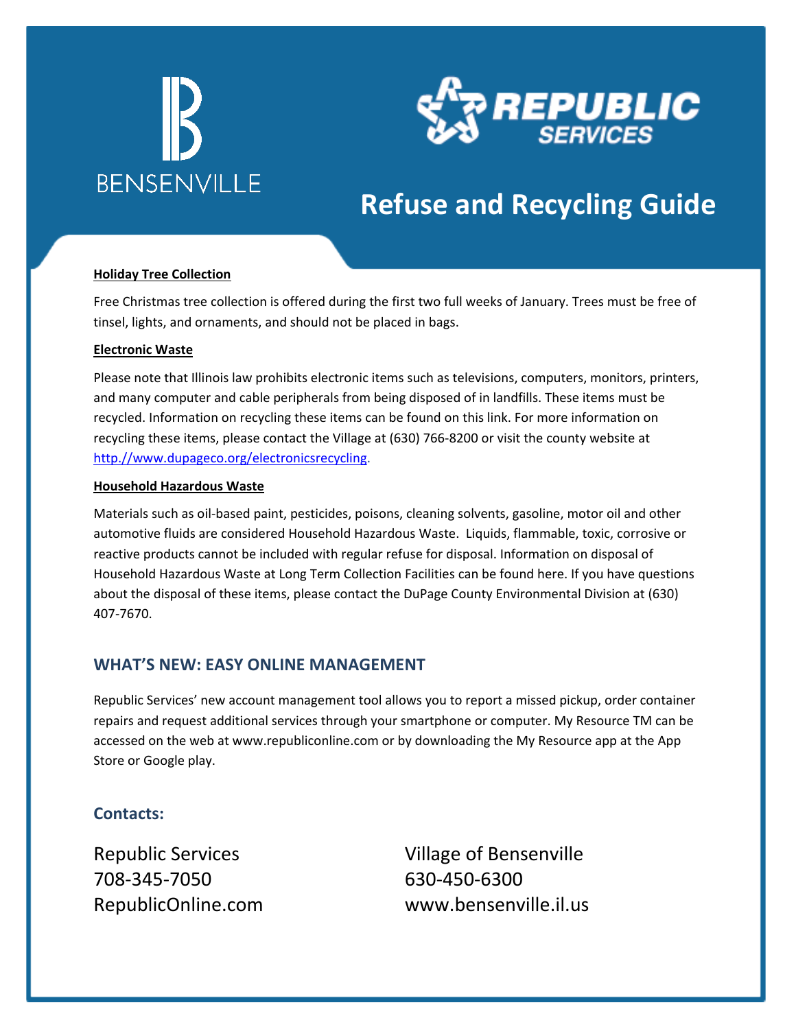BENSENVILLE

REPUBLIC SERVICES

# Refuse and Recycling Guide

**Holiday Tree Collection**

Free Christmas tree collection is offered during the first two full weeks of January. Trees must be free of tinsel, lights, and ornaments, and should not be placed in bags.

**Electronic Waste**

Please note that Illinois law prohibits electronic items such as televisions, computers, monitors, printers, and many computer and cable peripherals from being disposed of in landfills. These items must be recycled. Information on recycling these items can be found on this link. For more information on recycling these items, please contact the Village at (630) 766-8200 or visit the county website at http://www.dupageco.org/electronicsrecycling.

**Household Hazardous Waste**

Materials such as oil-based paint, pesticides, poisons, cleaning solvents, gasoline, motor oil and other automotive fluids are considered Household Hazardous Waste. Liquids, flammable, toxic, corrosive or reactive products cannot be included with regular refuse for disposal. Information on disposal of Household Hazardous Waste at Long Term Collection Facilities can be found here. If you have questions about the disposal of these items, please contact the DuPage County Environmental Division at (630) 407-7670.

## WHAT'S NEW: EASY ONLINE MANAGEMENT

Republic Services' new account management tool allows you to report a missed pickup, order container repairs and request additional services through your smartphone or computer. My Resource TM can be accessed on the web at www.republiconline.com or by downloading the My Resource app at the App Store or Google play.

## Contacts:

Republic Services
708-345-7050
RepublicOnline.com

Village of Bensenville
630-450-6300
www.bensenville.il.us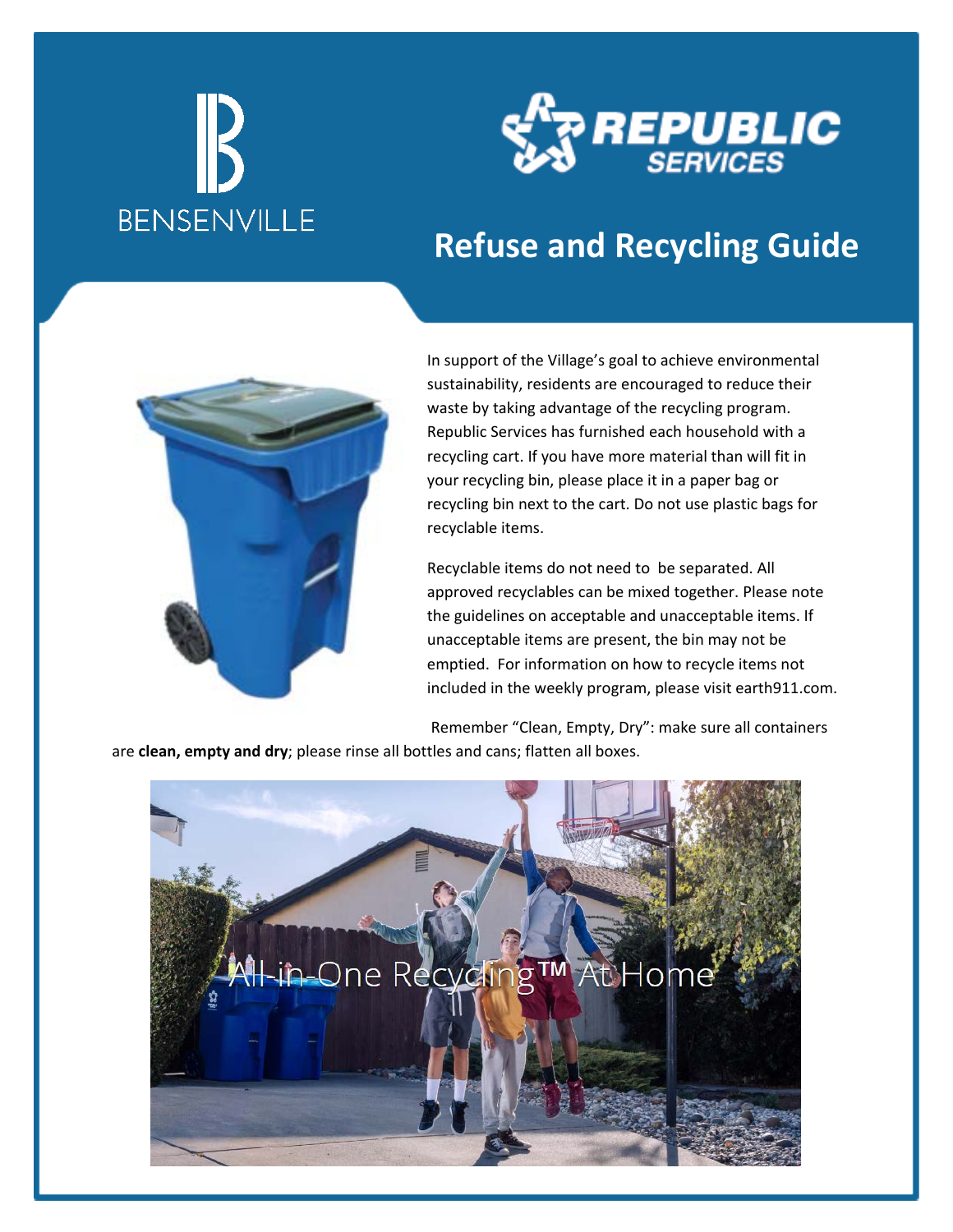BENSENVILLE

REPUBLIC SERVICES

# Refuse and Recycling Guide

In support of the Village's goal to achieve environmental sustainability, residents are encouraged to reduce their waste by taking advantage of the recycling program. Republic Services has furnished each household with a recycling cart. If you have more material than will fit in your recycling bin, please place it in a paper bag or recycling bin next to the cart. Do not use plastic bags for recyclable items.

Recyclable items do not need to be separated. All approved recyclables can be mixed together. Please note the guidelines on acceptable and unacceptable items. If unacceptable items are present, the bin may not be emptied. For information on how to recycle items not included in the weekly program, please visit earth911.com.

Remember "Clean, Empty, Dry": make sure all containers are **clean, empty and dry**; please rinse all bottles and cans; flatten all boxes.

All-in-One Recycling™ At Home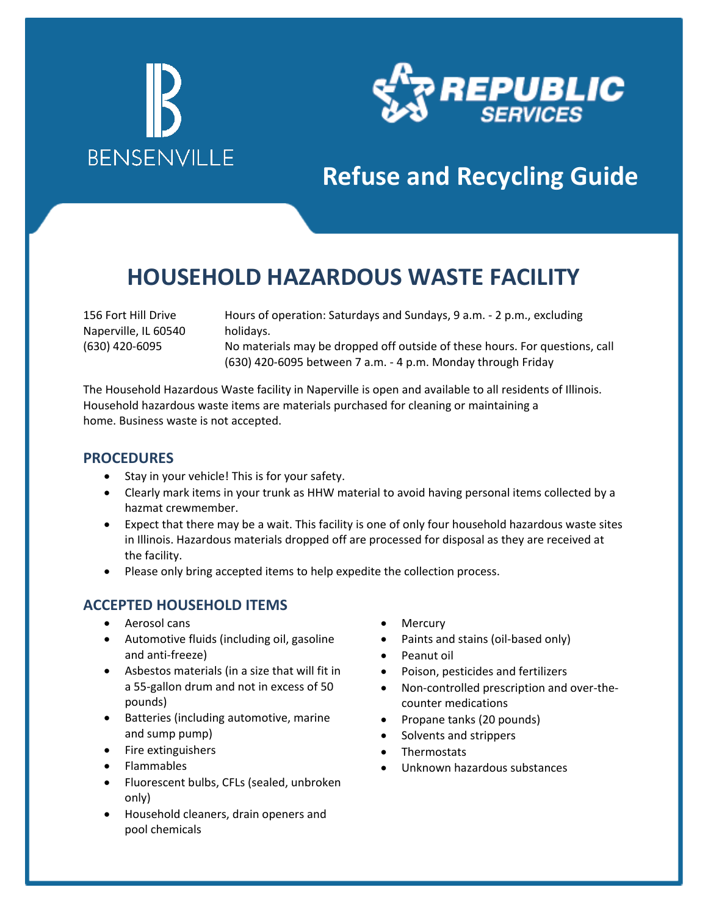BENSENVILLE

REPUBLIC SERVICES

# Refuse and Recycling Guide

## HOUSEHOLD HAZARDOUS WASTE FACILITY

156 Fort Hill Drive
Naperville, IL 60540
(630) 420-6095

Hours of operation: Saturdays and Sundays, 9 a.m. - 2 p.m., excluding holidays.
No materials may be dropped off outside of these hours. For questions, call (630) 420-6095 between 7 a.m. - 4 p.m. Monday through Friday

The Household Hazardous Waste facility in Naperville is open and available to all residents of Illinois. Household hazardous waste items are materials purchased for cleaning or maintaining a home. Business waste is not accepted.

### PROCEDURES

- Stay in your vehicle! This is for your safety.
- Clearly mark items in your trunk as HHW material to avoid having personal items collected by a hazmat crewmember.
- Expect that there may be a wait. This facility is one of only four household hazardous waste sites in Illinois. Hazardous materials dropped off are processed for disposal as they are received at the facility.
- Please only bring accepted items to help expedite the collection process.

### ACCEPTED HOUSEHOLD ITEMS

- Aerosol cans
- Automotive fluids (including oil, gasoline and anti-freeze)
- Asbestos materials (in a size that will fit in a 55-gallon drum and not in excess of 50 pounds)
- Batteries (including automotive, marine and sump pump)
- Fire extinguishers
- Flammables
- Fluorescent bulbs, CFLs (sealed, unbroken only)
- Household cleaners, drain openers and pool chemicals
- Mercury
- Paints and stains (oil-based only)
- Peanut oil
- Poison, pesticides and fertilizers
- Non-controlled prescription and over-the-counter medications
- Propane tanks (20 pounds)
- Solvents and strippers
- Thermostats
- Unknown hazardous substances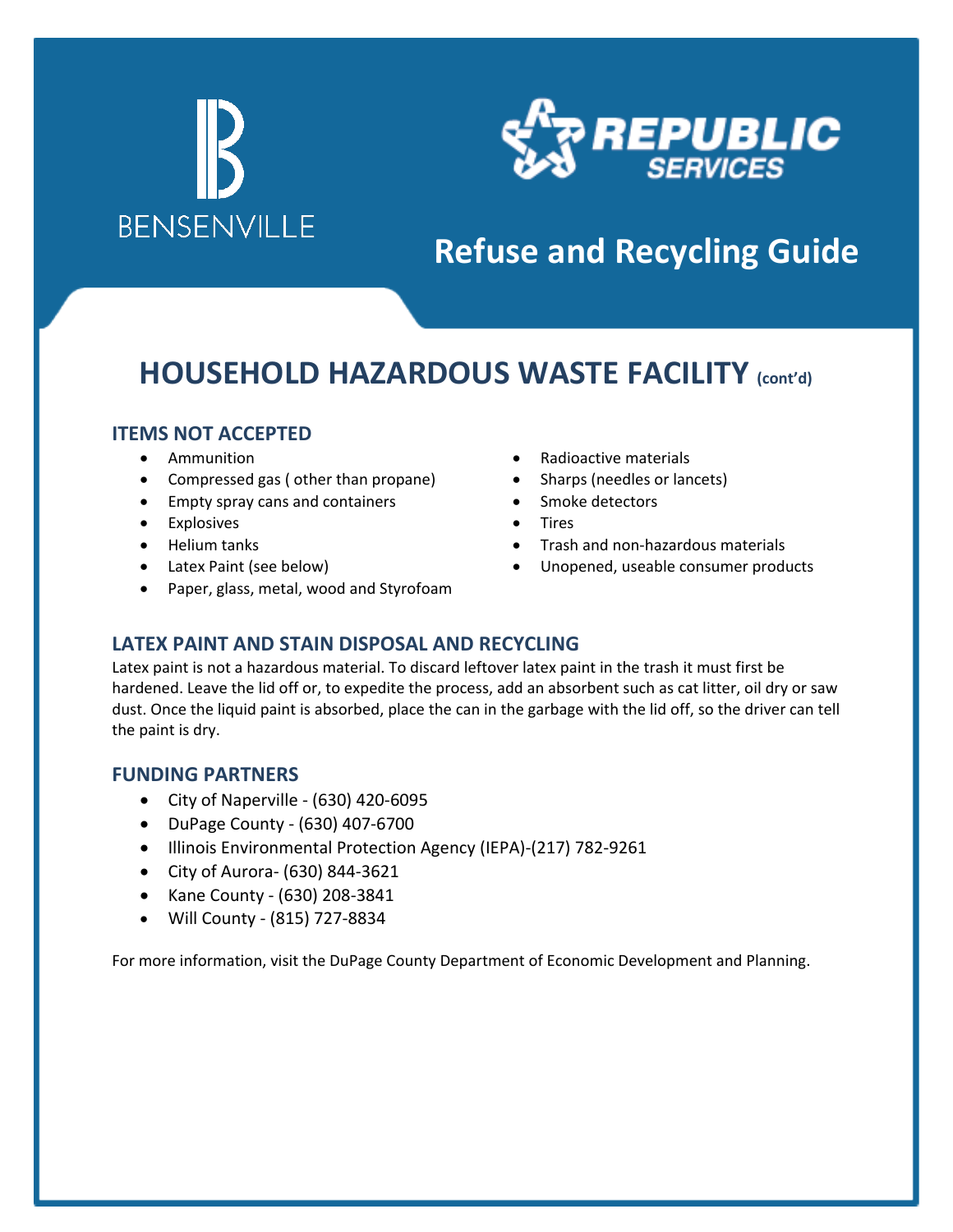# HOUSEHOLD HAZARDOUS WASTE FACILITY (cont'd)

## ITEMS NOT ACCEPTED

- Ammunition
- Compressed gas ( other than propane)
- Empty spray cans and containers
- Explosives
- Helium tanks
- Latex Paint (see below)
- Paper, glass, metal, wood and Styrofoam
- Radioactive materials
- Sharps (needles or lancets)
- Smoke detectors
- Tires
- Trash and non-hazardous materials
- Unopened, useable consumer products

## LATEX PAINT AND STAIN DISPOSAL AND RECYCLING

Latex paint is not a hazardous material. To discard leftover latex paint in the trash it must first be hardened. Leave the lid off or, to expedite the process, add an absorbent such as cat litter, oil dry or saw dust. Once the liquid paint is absorbed, place the can in the garbage with the lid off, so the driver can tell the paint is dry.

## FUNDING PARTNERS

- City of Naperville - (630) 420-6095
- DuPage County - (630) 407-6700
- Illinois Environmental Protection Agency (IEPA)-(217) 782-9261
- City of Aurora- (630) 844-3621
- Kane County - (630) 208-3841
- Will County - (815) 727-8834

For more information, visit the DuPage County Department of Economic Development and Planning.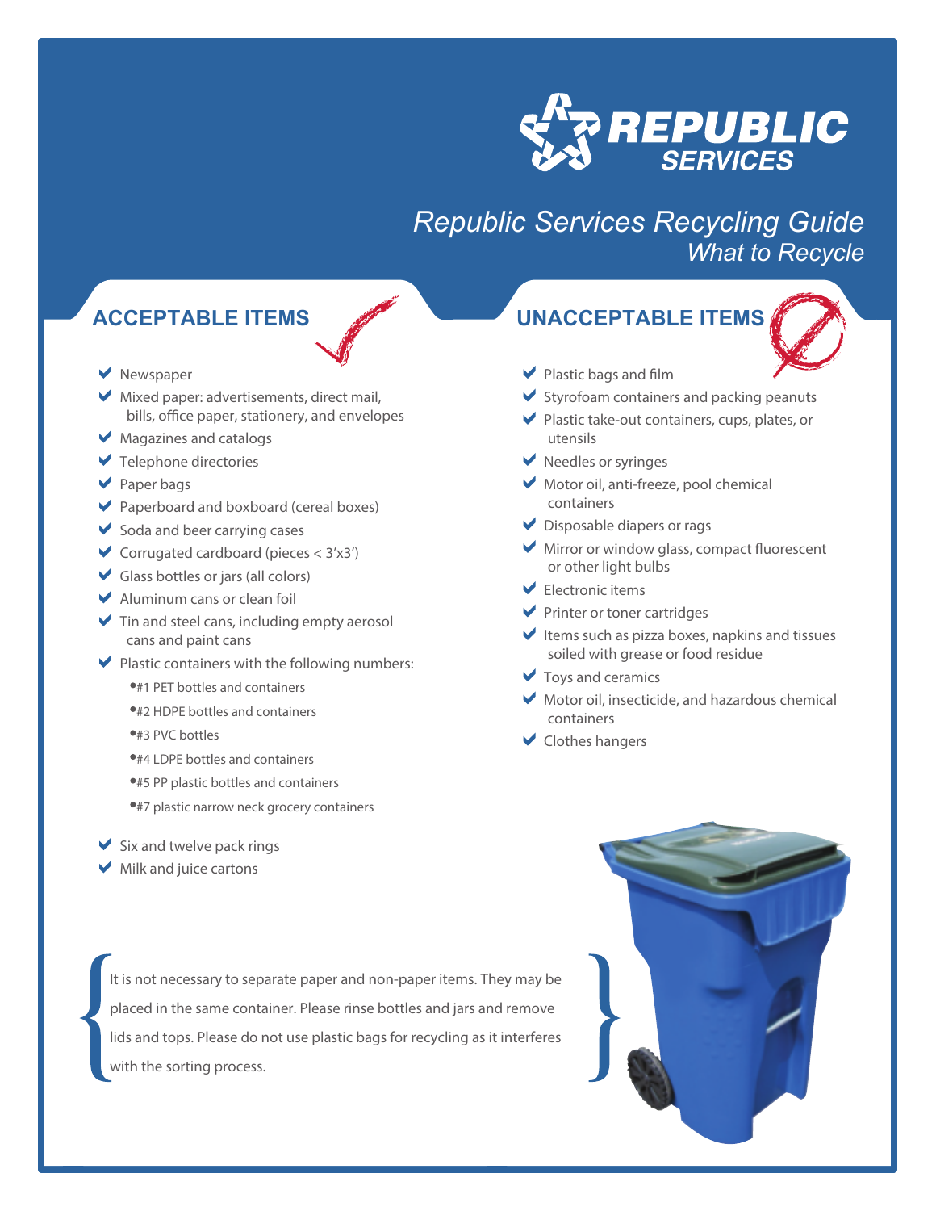# Republic Services Recycling Guide

## What to Recycle

### ACCEPTABLE ITEMS

- Newspaper
- Mixed paper: advertisements, direct mail, bills, office paper, stationery, and envelopes
- Magazines and catalogs
- Telephone directories
- Paper bags
- Paperboard and boxboard (cereal boxes)
- Soda and beer carrying cases
- Corrugated cardboard (pieces < 3'x3')
- Glass bottles or jars (all colors)
- Aluminum cans or clean foil
- Tin and steel cans, including empty aerosol cans and paint cans
- Plastic containers with the following numbers:
  - #1 PET bottles and containers
  - #2 HDPE bottles and containers
  - #3 PVC bottles
  - #4 LDPE bottles and containers
  - #5 PP plastic bottles and containers
  - #7 plastic narrow neck grocery containers
- Six and twelve pack rings
- Milk and juice cartons

### UNACCEPTABLE ITEMS

- Plastic bags and film
- Styrofoam containers and packing peanuts
- Plastic take-out containers, cups, plates, or utensils
- Needles or syringes
- Motor oil, anti-freeze, pool chemical containers
- Disposable diapers or rags
- Mirror or window glass, compact fluorescent or other light bulbs
- Electronic items
- Printer or toner cartridges
- Items such as pizza boxes, napkins and tissues soiled with grease or food residue
- Toys and ceramics
- Motor oil, insecticide, and hazardous chemical containers
- Clothes hangers

It is not necessary to separate paper and non-paper items. They may be placed in the same container. Please rinse bottles and jars and remove lids and tops. Please do not use plastic bags for recycling as it interferes with the sorting process.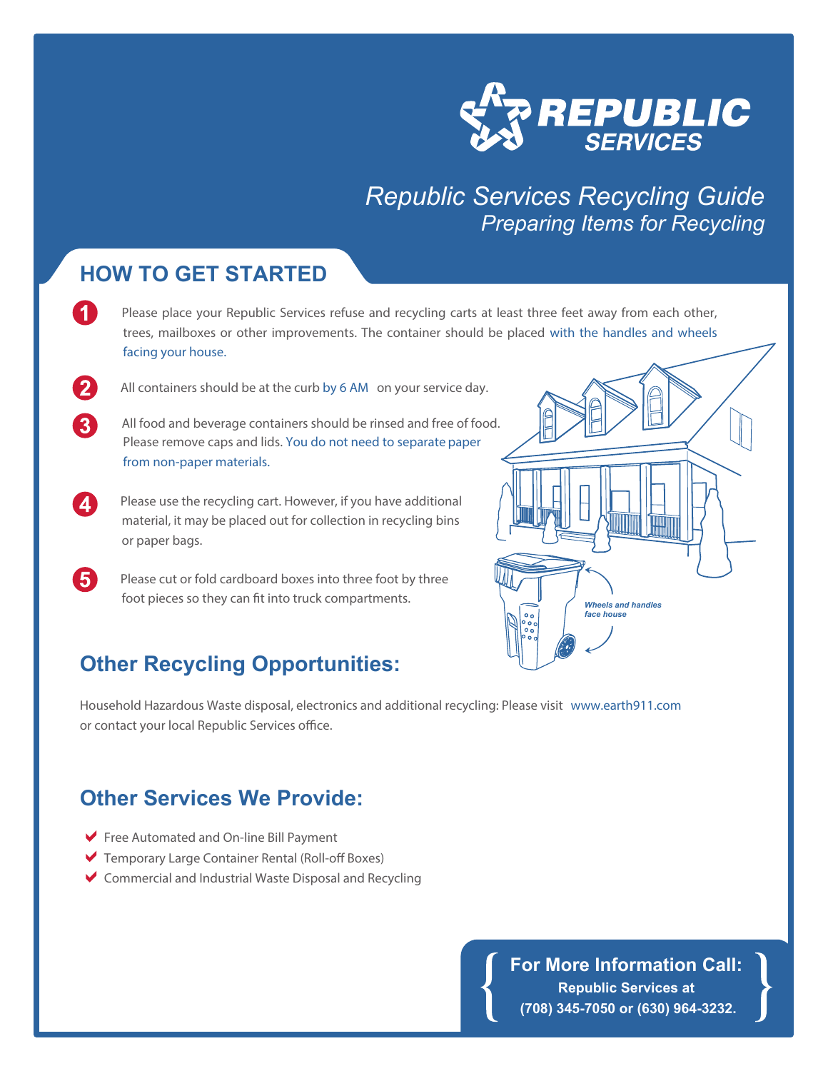REPUBLIC SERVICES

# Republic Services Recycling Guide

*Preparing Items for Recycling*

## HOW TO GET STARTED

1. Please place your Republic Services refuse and recycling carts at least three feet away from each other, trees, mailboxes or other improvements. The container should be placed with the handles and wheels facing your house.
2. All containers should be at the curb by 6 AM on your service day.
3. All food and beverage containers should be rinsed and free of food. Please remove caps and lids. You do not need to separate paper from non-paper materials.
4. Please use the recycling cart. However, if you have additional material, it may be placed out for collection in recycling bins or paper bags.
5. Please cut or fold cardboard boxes into three foot by three foot pieces so they can fit into truck compartments.

*Wheels and handles face house*

## Other Recycling Opportunities:

Household Hazardous Waste disposal, electronics and additional recycling: Please visit www.earth911.com or contact your local Republic Services office.

## Other Services We Provide:

- Free Automated and On-line Bill Payment
- Temporary Large Container Rental (Roll-off Boxes)
- Commercial and Industrial Waste Disposal and Recycling

**For More Information Call:**
**Republic Services at (708) 345-7050 or (630) 964-3232.**